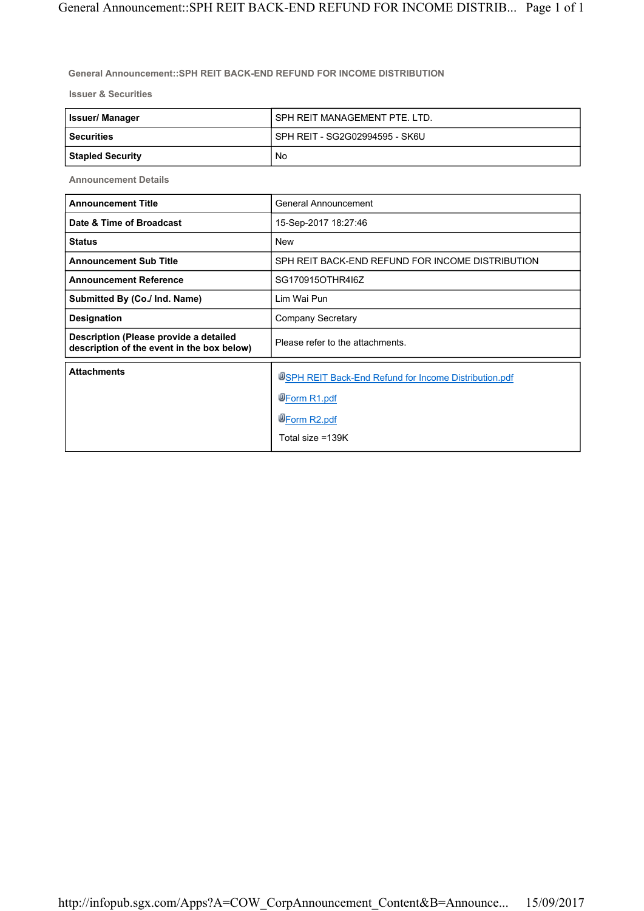# General Announcement::SPH REIT BACK-END REFUND FOR INCOME DISTRIBUTION

## Issuer & Securities

| | |
|---|---|
| **Issuer/ Manager** | SPH REIT MANAGEMENT PTE. LTD. |
| **Securities** | SPH REIT - SG2G02994595 - SK6U |
| **Stapled Security** | No |

## Announcement Details

| | |
|---|---|
| **Announcement Title** | General Announcement |
| **Date & Time of Broadcast** | 15-Sep-2017 18:27:46 |
| **Status** | New |
| **Announcement Sub Title** | SPH REIT BACK-END REFUND FOR INCOME DISTRIBUTION |
| **Announcement Reference** | SG170915OTHR4I6Z |
| **Submitted By (Co./ Ind. Name)** | Lim Wai Pun |
| **Designation** | Company Secretary |
| **Description (Please provide a detailed description of the event in the box below)** | Please refer to the attachments. |

| | |
|---|---|
| **Attachments** | SPH REIT Back-End Refund for Income Distribution.pdf<br>Form R1.pdf<br>Form R2.pdf<br>Total size =139K |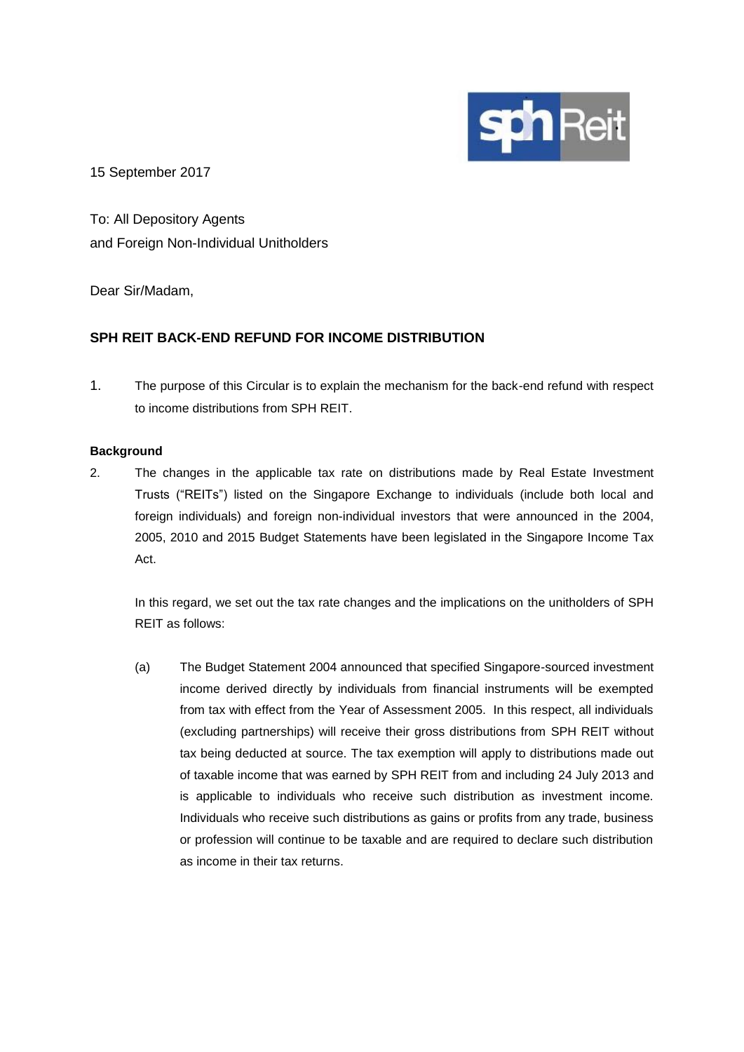15 September 2017

To: All Depository Agents
and Foreign Non-Individual Unitholders

Dear Sir/Madam,

**SPH REIT BACK-END REFUND FOR INCOME DISTRIBUTION**

1. The purpose of this Circular is to explain the mechanism for the back-end refund with respect to income distributions from SPH REIT.

**Background**

2. The changes in the applicable tax rate on distributions made by Real Estate Investment Trusts ("REITs") listed on the Singapore Exchange to individuals (include both local and foreign individuals) and foreign non-individual investors that were announced in the 2004, 2005, 2010 and 2015 Budget Statements have been legislated in the Singapore Income Tax Act.

   In this regard, we set out the tax rate changes and the implications on the unitholders of SPH REIT as follows:

   (a) The Budget Statement 2004 announced that specified Singapore-sourced investment income derived directly by individuals from financial instruments will be exempted from tax with effect from the Year of Assessment 2005. In this respect, all individuals (excluding partnerships) will receive their gross distributions from SPH REIT without tax being deducted at source. The tax exemption will apply to distributions made out of taxable income that was earned by SPH REIT from and including 24 July 2013 and is applicable to individuals who receive such distribution as investment income. Individuals who receive such distributions as gains or profits from any trade, business or profession will continue to be taxable and are required to declare such distribution as income in their tax returns.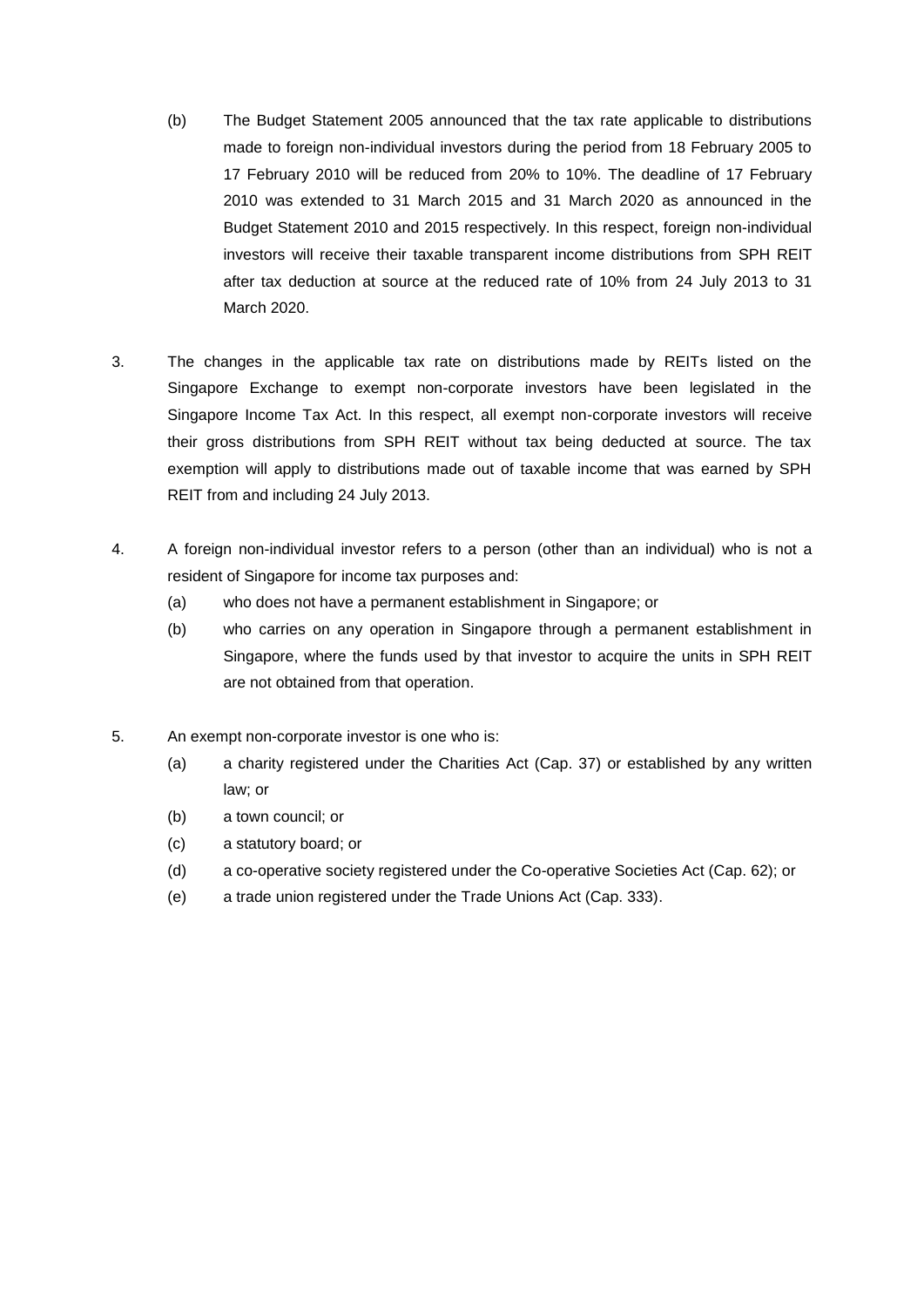(b) The Budget Statement 2005 announced that the tax rate applicable to distributions made to foreign non-individual investors during the period from 18 February 2005 to 17 February 2010 will be reduced from 20% to 10%. The deadline of 17 February 2010 was extended to 31 March 2015 and 31 March 2020 as announced in the Budget Statement 2010 and 2015 respectively. In this respect, foreign non-individual investors will receive their taxable transparent income distributions from SPH REIT after tax deduction at source at the reduced rate of 10% from 24 July 2013 to 31 March 2020.

3. The changes in the applicable tax rate on distributions made by REITs listed on the Singapore Exchange to exempt non-corporate investors have been legislated in the Singapore Income Tax Act. In this respect, all exempt non-corporate investors will receive their gross distributions from SPH REIT without tax being deducted at source. The tax exemption will apply to distributions made out of taxable income that was earned by SPH REIT from and including 24 July 2013.

4. A foreign non-individual investor refers to a person (other than an individual) who is not a resident of Singapore for income tax purposes and:

   (a) who does not have a permanent establishment in Singapore; or

   (b) who carries on any operation in Singapore through a permanent establishment in Singapore, where the funds used by that investor to acquire the units in SPH REIT are not obtained from that operation.

5. An exempt non-corporate investor is one who is:

   (a) a charity registered under the Charities Act (Cap. 37) or established by any written law; or

   (b) a town council; or

   (c) a statutory board; or

   (d) a co-operative society registered under the Co-operative Societies Act (Cap. 62); or

   (e) a trade union registered under the Trade Unions Act (Cap. 333).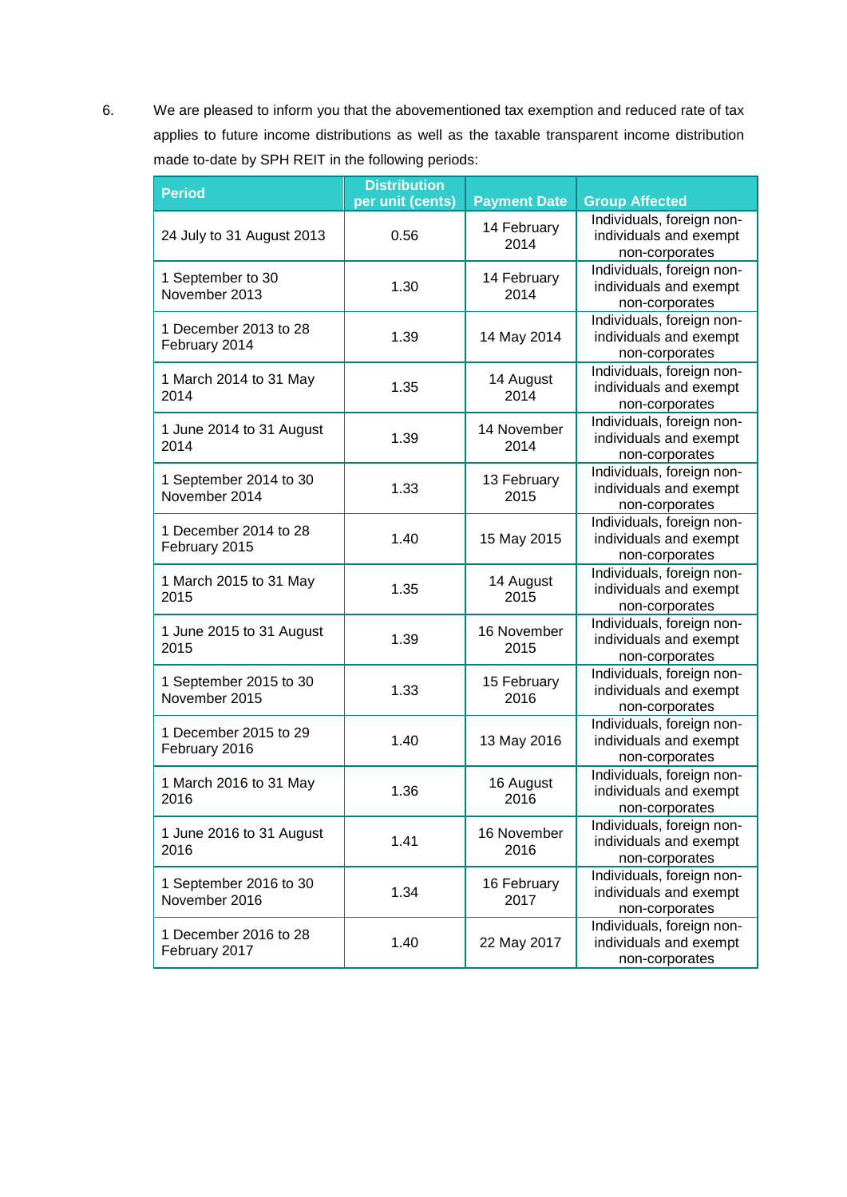6. We are pleased to inform you that the abovementioned tax exemption and reduced rate of tax applies to future income distributions as well as the taxable transparent income distribution made to-date by SPH REIT in the following periods:

| Period | Distribution per unit (cents) | Payment Date | Group Affected |
|---|---|---|---|
| 24 July to 31 August 2013 | 0.56 | 14 February 2014 | Individuals, foreign non-individuals and exempt non-corporates |
| 1 September to 30 November 2013 | 1.30 | 14 February 2014 | Individuals, foreign non-individuals and exempt non-corporates |
| 1 December 2013 to 28 February 2014 | 1.39 | 14 May 2014 | Individuals, foreign non-individuals and exempt non-corporates |
| 1 March 2014 to 31 May 2014 | 1.35 | 14 August 2014 | Individuals, foreign non-individuals and exempt non-corporates |
| 1 June 2014 to 31 August 2014 | 1.39 | 14 November 2014 | Individuals, foreign non-individuals and exempt non-corporates |
| 1 September 2014 to 30 November 2014 | 1.33 | 13 February 2015 | Individuals, foreign non-individuals and exempt non-corporates |
| 1 December 2014 to 28 February 2015 | 1.40 | 15 May 2015 | Individuals, foreign non-individuals and exempt non-corporates |
| 1 March 2015 to 31 May 2015 | 1.35 | 14 August 2015 | Individuals, foreign non-individuals and exempt non-corporates |
| 1 June 2015 to 31 August 2015 | 1.39 | 16 November 2015 | Individuals, foreign non-individuals and exempt non-corporates |
| 1 September 2015 to 30 November 2015 | 1.33 | 15 February 2016 | Individuals, foreign non-individuals and exempt non-corporates |
| 1 December 2015 to 29 February 2016 | 1.40 | 13 May 2016 | Individuals, foreign non-individuals and exempt non-corporates |
| 1 March 2016 to 31 May 2016 | 1.36 | 16 August 2016 | Individuals, foreign non-individuals and exempt non-corporates |
| 1 June 2016 to 31 August 2016 | 1.41 | 16 November 2016 | Individuals, foreign non-individuals and exempt non-corporates |
| 1 September 2016 to 30 November 2016 | 1.34 | 16 February 2017 | Individuals, foreign non-individuals and exempt non-corporates |
| 1 December 2016 to 28 February 2017 | 1.40 | 22 May 2017 | Individuals, foreign non-individuals and exempt non-corporates |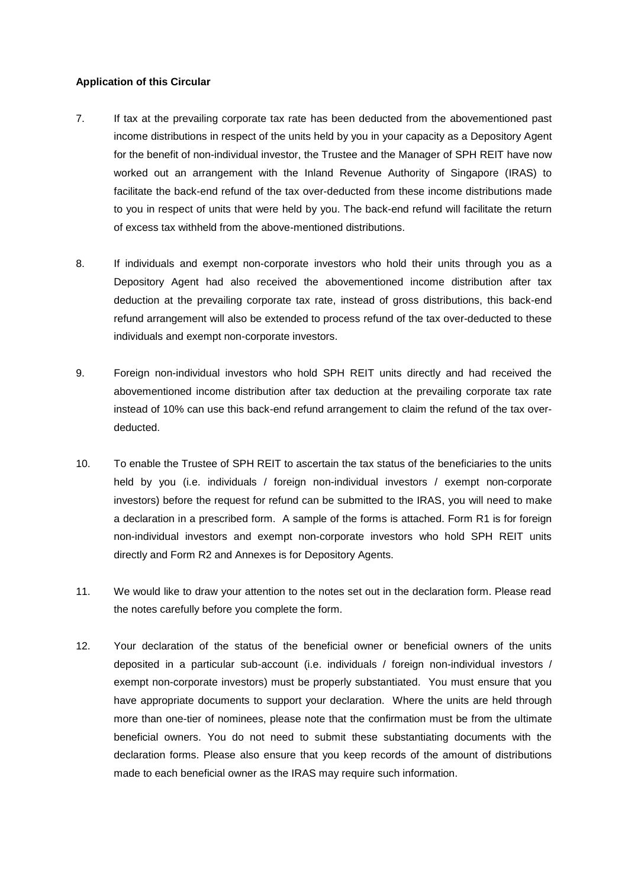**Application of this Circular**

7. If tax at the prevailing corporate tax rate has been deducted from the abovementioned past income distributions in respect of the units held by you in your capacity as a Depository Agent for the benefit of non-individual investor, the Trustee and the Manager of SPH REIT have now worked out an arrangement with the Inland Revenue Authority of Singapore (IRAS) to facilitate the back-end refund of the tax over-deducted from these income distributions made to you in respect of units that were held by you. The back-end refund will facilitate the return of excess tax withheld from the above-mentioned distributions.

8. If individuals and exempt non-corporate investors who hold their units through you as a Depository Agent had also received the abovementioned income distribution after tax deduction at the prevailing corporate tax rate, instead of gross distributions, this back-end refund arrangement will also be extended to process refund of the tax over-deducted to these individuals and exempt non-corporate investors.

9. Foreign non-individual investors who hold SPH REIT units directly and had received the abovementioned income distribution after tax deduction at the prevailing corporate tax rate instead of 10% can use this back-end refund arrangement to claim the refund of the tax over-deducted.

10. To enable the Trustee of SPH REIT to ascertain the tax status of the beneficiaries to the units held by you (i.e. individuals / foreign non-individual investors / exempt non-corporate investors) before the request for refund can be submitted to the IRAS, you will need to make a declaration in a prescribed form. A sample of the forms is attached. Form R1 is for foreign non-individual investors and exempt non-corporate investors who hold SPH REIT units directly and Form R2 and Annexes is for Depository Agents.

11. We would like to draw your attention to the notes set out in the declaration form. Please read the notes carefully before you complete the form.

12. Your declaration of the status of the beneficial owner or beneficial owners of the units deposited in a particular sub-account (i.e. individuals / foreign non-individual investors / exempt non-corporate investors) must be properly substantiated. You must ensure that you have appropriate documents to support your declaration. Where the units are held through more than one-tier of nominees, please note that the confirmation must be from the ultimate beneficial owners. You do not need to submit these substantiating documents with the declaration forms. Please also ensure that you keep records of the amount of distributions made to each beneficial owner as the IRAS may require such information.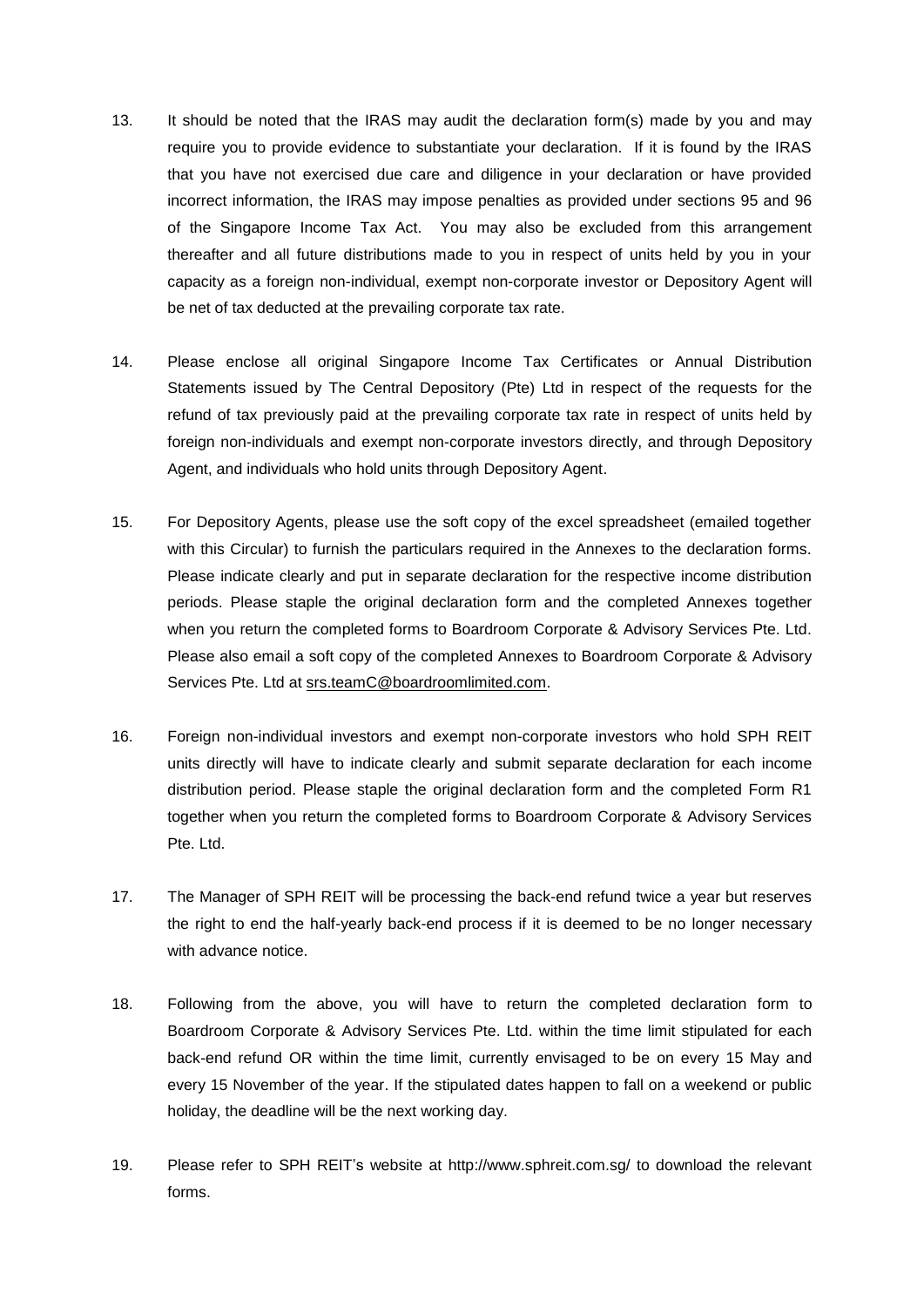13. It should be noted that the IRAS may audit the declaration form(s) made by you and may require you to provide evidence to substantiate your declaration. If it is found by the IRAS that you have not exercised due care and diligence in your declaration or have provided incorrect information, the IRAS may impose penalties as provided under sections 95 and 96 of the Singapore Income Tax Act. You may also be excluded from this arrangement thereafter and all future distributions made to you in respect of units held by you in your capacity as a foreign non-individual, exempt non-corporate investor or Depository Agent will be net of tax deducted at the prevailing corporate tax rate.

14. Please enclose all original Singapore Income Tax Certificates or Annual Distribution Statements issued by The Central Depository (Pte) Ltd in respect of the requests for the refund of tax previously paid at the prevailing corporate tax rate in respect of units held by foreign non-individuals and exempt non-corporate investors directly, and through Depository Agent, and individuals who hold units through Depository Agent.

15. For Depository Agents, please use the soft copy of the excel spreadsheet (emailed together with this Circular) to furnish the particulars required in the Annexes to the declaration forms. Please indicate clearly and put in separate declaration for the respective income distribution periods. Please staple the original declaration form and the completed Annexes together when you return the completed forms to Boardroom Corporate & Advisory Services Pte. Ltd. Please also email a soft copy of the completed Annexes to Boardroom Corporate & Advisory Services Pte. Ltd at srs.teamC@boardroomlimited.com.

16. Foreign non-individual investors and exempt non-corporate investors who hold SPH REIT units directly will have to indicate clearly and submit separate declaration for each income distribution period. Please staple the original declaration form and the completed Form R1 together when you return the completed forms to Boardroom Corporate & Advisory Services Pte. Ltd.

17. The Manager of SPH REIT will be processing the back-end refund twice a year but reserves the right to end the half-yearly back-end process if it is deemed to be no longer necessary with advance notice.

18. Following from the above, you will have to return the completed declaration form to Boardroom Corporate & Advisory Services Pte. Ltd. within the time limit stipulated for each back-end refund OR within the time limit, currently envisaged to be on every 15 May and every 15 November of the year. If the stipulated dates happen to fall on a weekend or public holiday, the deadline will be the next working day.

19. Please refer to SPH REIT's website at http://www.sphreit.com.sg/ to download the relevant forms.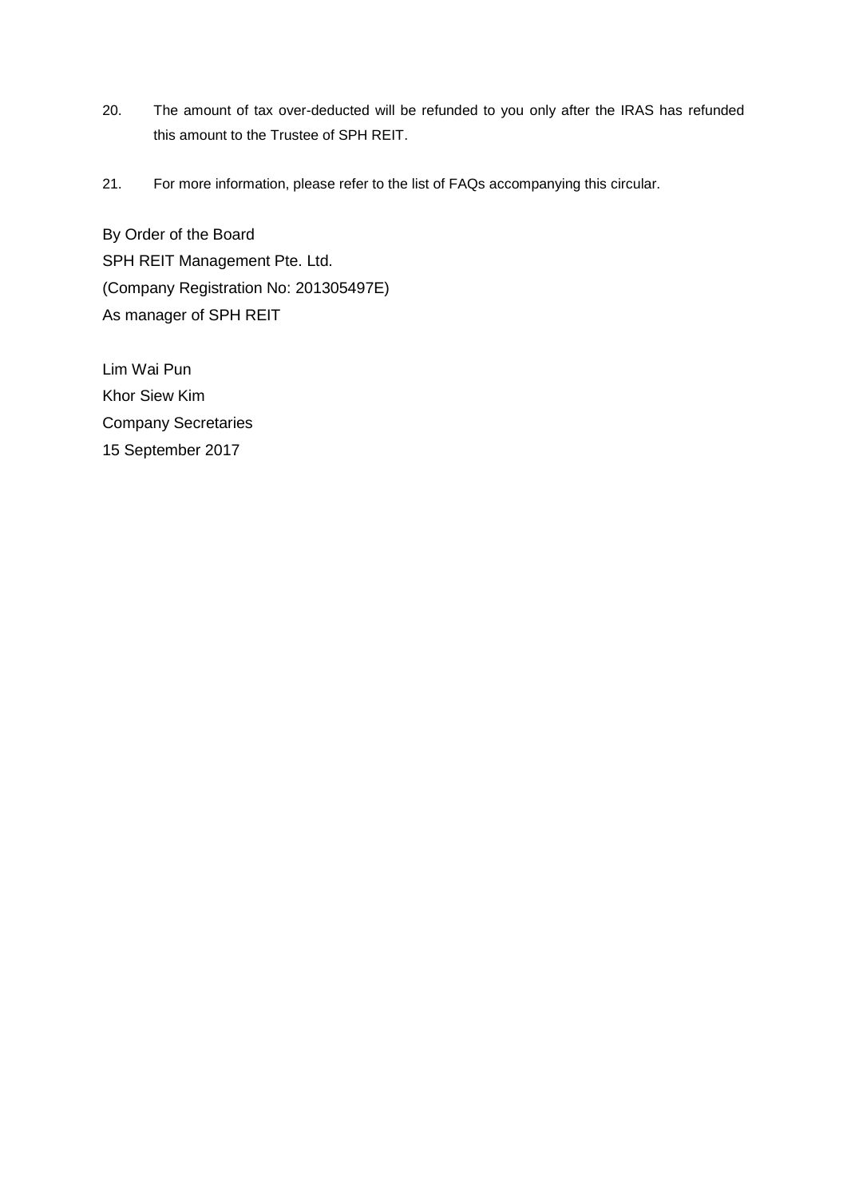20. The amount of tax over-deducted will be refunded to you only after the IRAS has refunded this amount to the Trustee of SPH REIT.

21. For more information, please refer to the list of FAQs accompanying this circular.

By Order of the Board
SPH REIT Management Pte. Ltd.
(Company Registration No: 201305497E)
As manager of SPH REIT

Lim Wai Pun
Khor Siew Kim
Company Secretaries
15 September 2017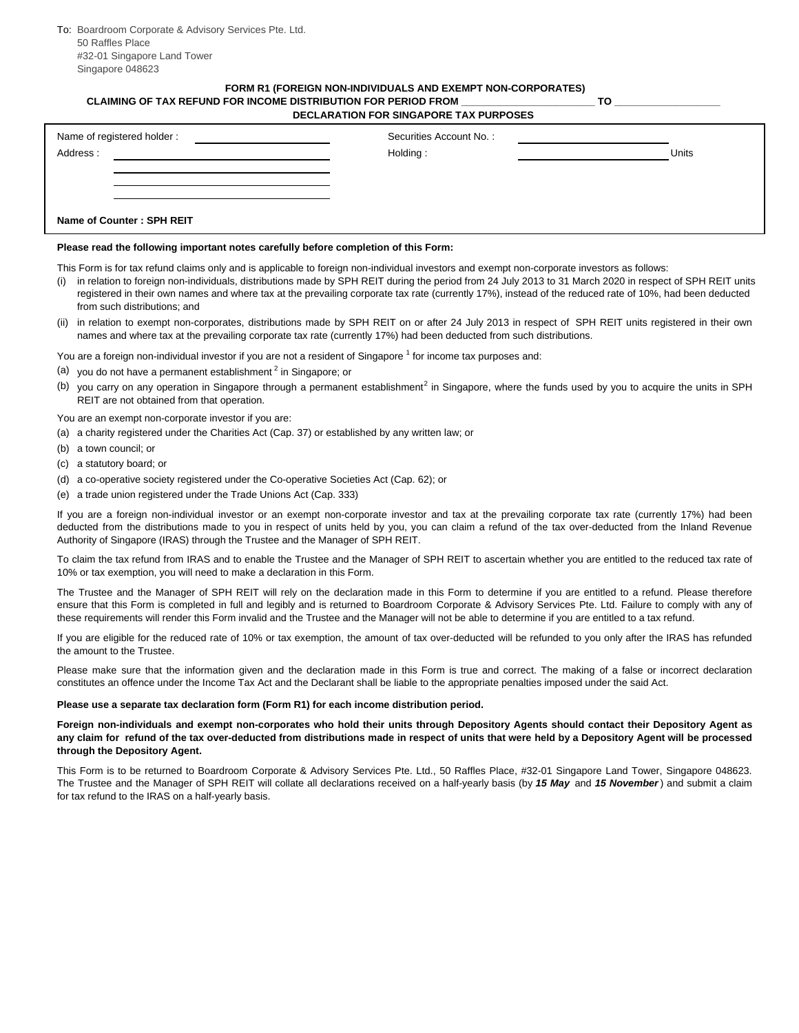To: Boardroom Corporate & Advisory Services Pte. Ltd.
50 Raffles Place
#32-01 Singapore Land Tower
Singapore 048623

**FORM R1 (FOREIGN NON-INDIVIDUALS AND EXEMPT NON-CORPORATES)**
**CLAIMING OF TAX REFUND FOR INCOME DISTRIBUTION FOR PERIOD FROM _______________________ TO __________________**
**DECLARATION FOR SINGAPORE TAX PURPOSES**

| | | | |
|---|---|---|---|
| Name of registered holder : | ____________________ | Securities Account No. : | ____________________ |
| Address : | ____________________ | Holding : | ____________________ Units |
| | ____________________ | | |
| | ____________________ | | |
| | ____________________ | | |
| **Name of Counter : SPH REIT** | | | |

**Please read the following important notes carefully before completion of this Form:**

This Form is for tax refund claims only and is applicable to foreign non-individual investors and exempt non-corporate investors as follows:

(i) in relation to foreign non-individuals, distributions made by SPH REIT during the period from 24 July 2013 to 31 March 2020 in respect of SPH REIT units registered in their own names and where tax at the prevailing corporate tax rate (currently 17%), instead of the reduced rate of 10%, had been deducted from such distributions; and

(ii) in relation to exempt non-corporates, distributions made by SPH REIT on or after 24 July 2013 in respect of SPH REIT units registered in their own names and where tax at the prevailing corporate tax rate (currently 17%) had been deducted from such distributions.

You are a foreign non-individual investor if you are not a resident of Singapore [1] for income tax purposes and:

(a) you do not have a permanent establishment [2] in Singapore; or

(b) you carry on any operation in Singapore through a permanent establishment[2] in Singapore, where the funds used by you to acquire the units in SPH REIT are not obtained from that operation.

You are an exempt non-corporate investor if you are:

(a) a charity registered under the Charities Act (Cap. 37) or established by any written law; or

(b) a town council; or

(c) a statutory board; or

(d) a co-operative society registered under the Co-operative Societies Act (Cap. 62); or

(e) a trade union registered under the Trade Unions Act (Cap. 333)

If you are a foreign non-individual investor or an exempt non-corporate investor and tax at the prevailing corporate tax rate (currently 17%) had been deducted from the distributions made to you in respect of units held by you, you can claim a refund of the tax over-deducted from the Inland Revenue Authority of Singapore (IRAS) through the Trustee and the Manager of SPH REIT.

To claim the tax refund from IRAS and to enable the Trustee and the Manager of SPH REIT to ascertain whether you are entitled to the reduced tax rate of 10% or tax exemption, you will need to make a declaration in this Form.

The Trustee and the Manager of SPH REIT will rely on the declaration made in this Form to determine if you are entitled to a refund. Please therefore ensure that this Form is completed in full and legibly and is returned to Boardroom Corporate & Advisory Services Pte. Ltd. Failure to comply with any of these requirements will render this Form invalid and the Trustee and the Manager will not be able to determine if you are entitled to a tax refund.

If you are eligible for the reduced rate of 10% or tax exemption, the amount of tax over-deducted will be refunded to you only after the IRAS has refunded the amount to the Trustee.

Please make sure that the information given and the declaration made in this Form is true and correct. The making of a false or incorrect declaration constitutes an offence under the Income Tax Act and the Declarant shall be liable to the appropriate penalties imposed under the said Act.

**Please use a separate tax declaration form (Form R1) for each income distribution period.**

**Foreign non-individuals and exempt non-corporates who hold their units through Depository Agents should contact their Depository Agent as any claim for refund of the tax over-deducted from distributions made in respect of units that were held by a Depository Agent will be processed through the Depository Agent.**

This Form is to be returned to Boardroom Corporate & Advisory Services Pte. Ltd., 50 Raffles Place, #32-01 Singapore Land Tower, Singapore 048623. The Trustee and the Manager of SPH REIT will collate all declarations received on a half-yearly basis (by ***15 May*** and ***15 November***) and submit a claim for tax refund to the IRAS on a half-yearly basis.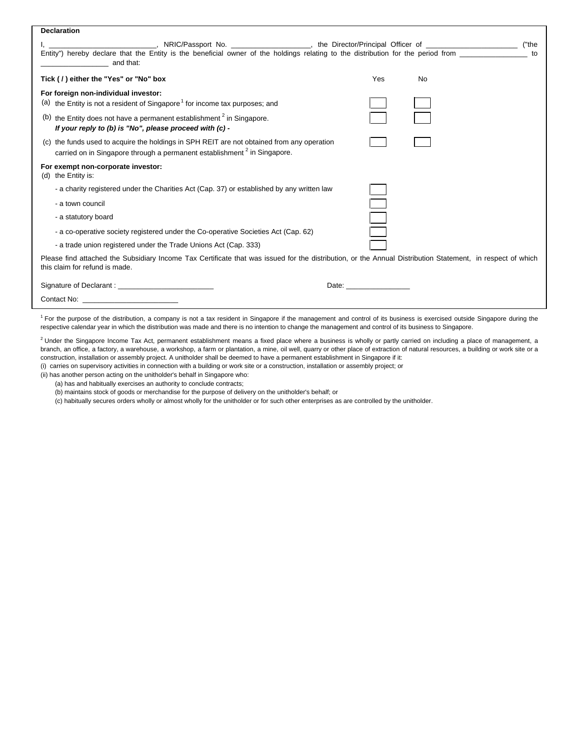**Declaration**

I, __________________________, NRIC/Passport No. ____________________, the Director/Principal Officer of _______________________ ("the Entity") hereby declare that the Entity is the beneficial owner of the holdings relating to the distribution for the period from _________________ to _________________ and that:

| **Tick ( / ) either the "Yes" or "No" box** | Yes | No |
|---|---|---|
| **For foreign non-individual investor:** | | |
| (a) the Entity is not a resident of Singapore[1] for income tax purposes; and | ☐ | ☐ |
| (b) the Entity does not have a permanent establishment [2] in Singapore. ***If your reply to (b) is "No", please proceed with (c) -*** | ☐ | ☐ |
| (c) the funds used to acquire the holdings in SPH REIT are not obtained from any operation carried on in Singapore through a permanent establishment [2] in Singapore. | ☐ | ☐ |
| **For exempt non-corporate investor:** (d) the Entity is: | | |
| - a charity registered under the Charities Act (Cap. 37) or established by any written law | ☐ | |
| - a town council | ☐ | |
| - a statutory board | ☐ | |
| - a co-operative society registered under the Co-operative Societies Act (Cap. 62) | ☐ | |
| - a trade union registered under the Trade Unions Act (Cap. 333) | ☐ | |

Please find attached the Subsidiary Income Tax Certificate that was issued for the distribution, or the Annual Distribution Statement, in respect of which this claim for refund is made.

Signature of Declarant : ________________________ Date: ________________

Contact No: ________________________

[1] For the purpose of the distribution, a company is not a tax resident in Singapore if the management and control of its business is exercised outside Singapore during the respective calendar year in which the distribution was made and there is no intention to change the management and control of its business to Singapore.

[2] Under the Singapore Income Tax Act, permanent establishment means a fixed place where a business is wholly or partly carried on including a place of management, a branch, an office, a factory, a warehouse, a workshop, a farm or plantation, a mine, oil well, quarry or other place of extraction of natural resources, a building or work site or a construction, installation or assembly project. A unitholder shall be deemed to have a permanent establishment in Singapore if it:

(i) carries on supervisory activities in connection with a building or work site or a construction, installation or assembly project; or

(ii) has another person acting on the unitholder's behalf in Singapore who:

- (a) has and habitually exercises an authority to conclude contracts;
- (b) maintains stock of goods or merchandise for the purpose of delivery on the unitholder's behalf; or
- (c) habitually secures orders wholly or almost wholly for the unitholder or for such other enterprises as are controlled by the unitholder.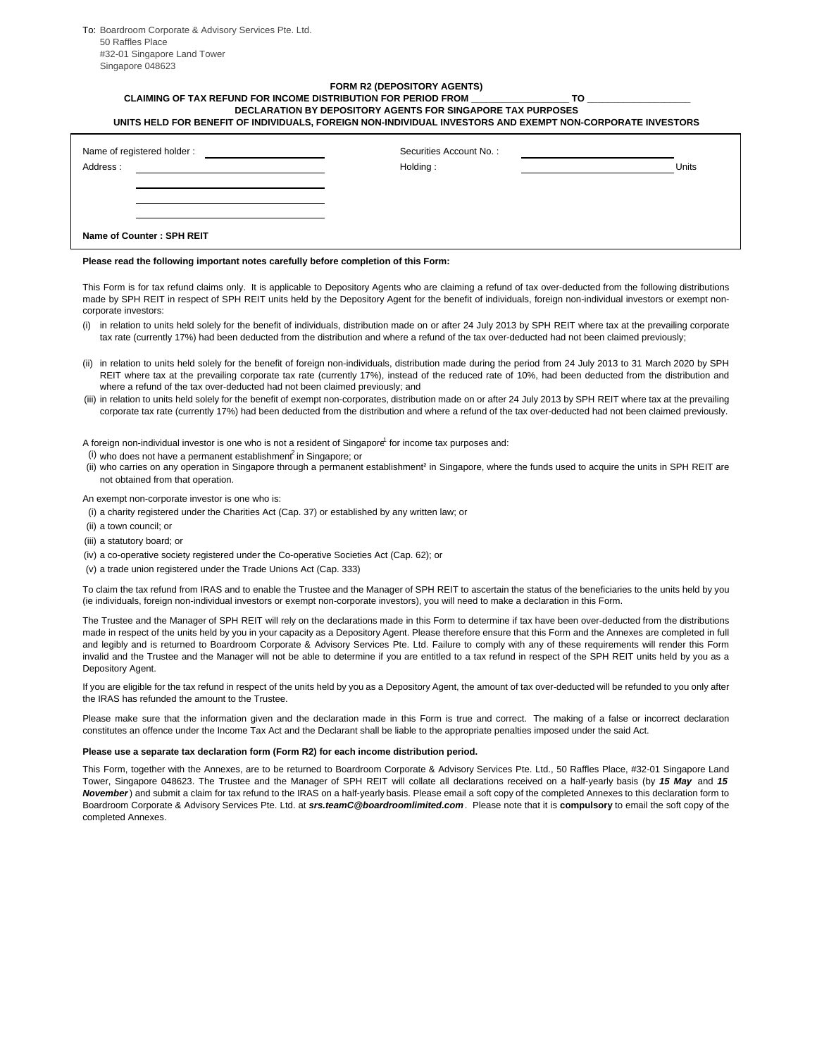To: Boardroom Corporate & Advisory Services Pte. Ltd.
50 Raffles Place
#32-01 Singapore Land Tower
Singapore 048623

**FORM R2 (DEPOSITORY AGENTS)**

**CLAIMING OF TAX REFUND FOR INCOME DISTRIBUTION FOR PERIOD FROM __________________ TO ___________________**

**DECLARATION BY DEPOSITORY AGENTS FOR SINGAPORE TAX PURPOSES**

**UNITS HELD FOR BENEFIT OF INDIVIDUALS, FOREIGN NON-INDIVIDUAL INVESTORS AND EXEMPT NON-CORPORATE INVESTORS**

| | | | |
|---|---|---|---|
| Name of registered holder : | ________________________ | Securities Account No. : | ________________________ |
| Address : | ________________________ | Holding : | ________________________ Units |
| | ________________________ | | |
| | ________________________ | | |
| | ________________________ | | |
| **Name of Counter : SPH REIT** | | | |

**Please read the following important notes carefully before completion of this Form:**

This Form is for tax refund claims only. It is applicable to Depository Agents who are claiming a refund of tax over-deducted from the following distributions made by SPH REIT in respect of SPH REIT units held by the Depository Agent for the benefit of individuals, foreign non-individual investors or exempt non-corporate investors:

(i) in relation to units held solely for the benefit of individuals, distribution made on or after 24 July 2013 by SPH REIT where tax at the prevailing corporate tax rate (currently 17%) had been deducted from the distribution and where a refund of the tax over-deducted had not been claimed previously;

(ii) in relation to units held solely for the benefit of foreign non-individuals, distribution made during the period from 24 July 2013 to 31 March 2020 by SPH REIT where tax at the prevailing corporate tax rate (currently 17%), instead of the reduced rate of 10%, had been deducted from the distribution and where a refund of the tax over-deducted had not been claimed previously; and

(iii) in relation to units held solely for the benefit of exempt non-corporates, distribution made on or after 24 July 2013 by SPH REIT where tax at the prevailing corporate tax rate (currently 17%) had been deducted from the distribution and where a refund of the tax over-deducted had not been claimed previously.

A foreign non-individual investor is one who is not a resident of Singapore[1] for income tax purposes and:

(i) who does not have a permanent establishment[2] in Singapore; or

(ii) who carries on any operation in Singapore through a permanent establishment[2] in Singapore, where the funds used to acquire the units in SPH REIT are not obtained from that operation.

An exempt non-corporate investor is one who is:

(i) a charity registered under the Charities Act (Cap. 37) or established by any written law; or

(ii) a town council; or

(iii) a statutory board; or

(iv) a co-operative society registered under the Co-operative Societies Act (Cap. 62); or

(v) a trade union registered under the Trade Unions Act (Cap. 333)

To claim the tax refund from IRAS and to enable the Trustee and the Manager of SPH REIT to ascertain the status of the beneficiaries to the units held by you (ie individuals, foreign non-individual investors or exempt non-corporate investors), you will need to make a declaration in this Form.

The Trustee and the Manager of SPH REIT will rely on the declarations made in this Form to determine if tax have been over-deducted from the distributions made in respect of the units held by you in your capacity as a Depository Agent. Please therefore ensure that this Form and the Annexes are completed in full and legibly and is returned to Boardroom Corporate & Advisory Services Pte. Ltd. Failure to comply with any of these requirements will render this Form invalid and the Trustee and the Manager will not be able to determine if you are entitled to a tax refund in respect of the SPH REIT units held by you as a Depository Agent.

If you are eligible for the tax refund in respect of the units held by you as a Depository Agent, the amount of tax over-deducted will be refunded to you only after the IRAS has refunded the amount to the Trustee.

Please make sure that the information given and the declaration made in this Form is true and correct. The making of a false or incorrect declaration constitutes an offence under the Income Tax Act and the Declarant shall be liable to the appropriate penalties imposed under the said Act.

**Please use a separate tax declaration form (Form R2) for each income distribution period.**

This Form, together with the Annexes, are to be returned to Boardroom Corporate & Advisory Services Pte. Ltd., 50 Raffles Place, #32-01 Singapore Land Tower, Singapore 048623. The Trustee and the Manager of SPH REIT will collate all declarations received on a half-yearly basis (by ***15 May*** and ***15 November***) and submit a claim for tax refund to the IRAS on a half-yearly basis. Please email a soft copy of the completed Annexes to this declaration form to Boardroom Corporate & Advisory Services Pte. Ltd. at ***srs.teamC@boardroomlimited.com***. Please note that it is **compulsory** to email the soft copy of the completed Annexes.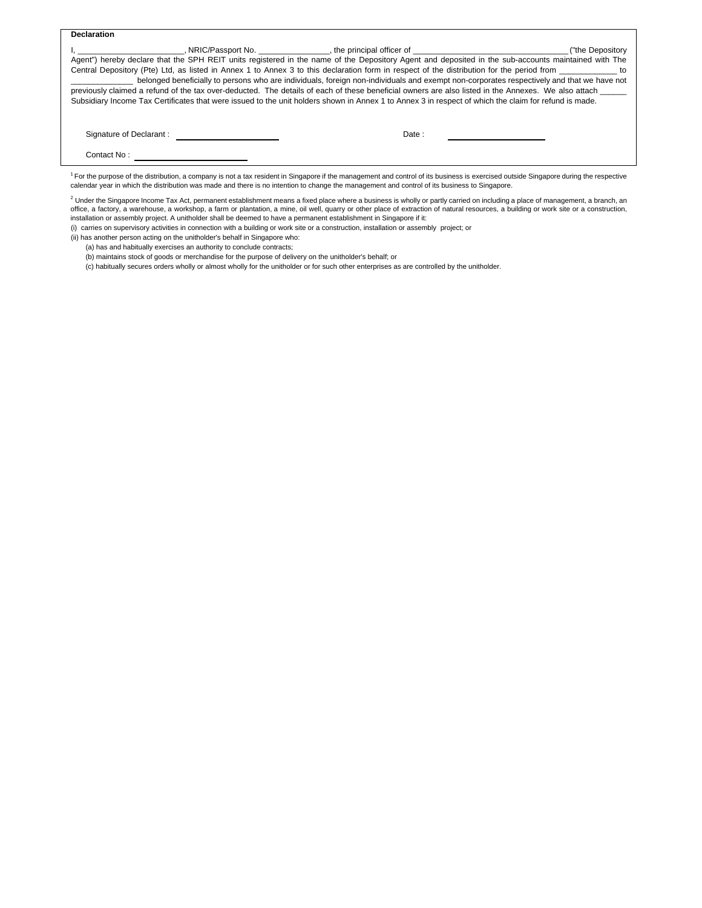**Declaration**

I, ________________________, NRIC/Passport No. _______________, the principal officer of __________________________________ ("the Depository Agent") hereby declare that the SPH REIT units registered in the name of the Depository Agent and deposited in the sub-accounts maintained with The Central Depository (Pte) Ltd, as listed in Annex 1 to Annex 3 to this declaration form in respect of the distribution for the period from _____________ to ______________ belonged beneficially to persons who are individuals, foreign non-individuals and exempt non-corporates respectively and that we have not previously claimed a refund of the tax over-deducted. The details of each of these beneficial owners are also listed in the Annexes. We also attach ______ Subsidiary Income Tax Certificates that were issued to the unit holders shown in Annex 1 to Annex 3 in respect of which the claim for refund is made.

Signature of Declarant : ______________________ Date : ____________________

Contact No : ______________________

[1] For the purpose of the distribution, a company is not a tax resident in Singapore if the management and control of its business is exercised outside Singapore during the respective calendar year in which the distribution was made and there is no intention to change the management and control of its business to Singapore.

[2] Under the Singapore Income Tax Act, permanent establishment means a fixed place where a business is wholly or partly carried on including a place of management, a branch, an office, a factory, a warehouse, a workshop, a farm or plantation, a mine, oil well, quarry or other place of extraction of natural resources, a building or work site or a construction, installation or assembly project. A unitholder shall be deemed to have a permanent establishment in Singapore if it:

(i) carries on supervisory activities in connection with a building or work site or a construction, installation or assembly project; or

(ii) has another person acting on the unitholder's behalf in Singapore who:

(a) has and habitually exercises an authority to conclude contracts;

(b) maintains stock of goods or merchandise for the purpose of delivery on the unitholder's behalf; or

(c) habitually secures orders wholly or almost wholly for the unitholder or for such other enterprises as are controlled by the unitholder.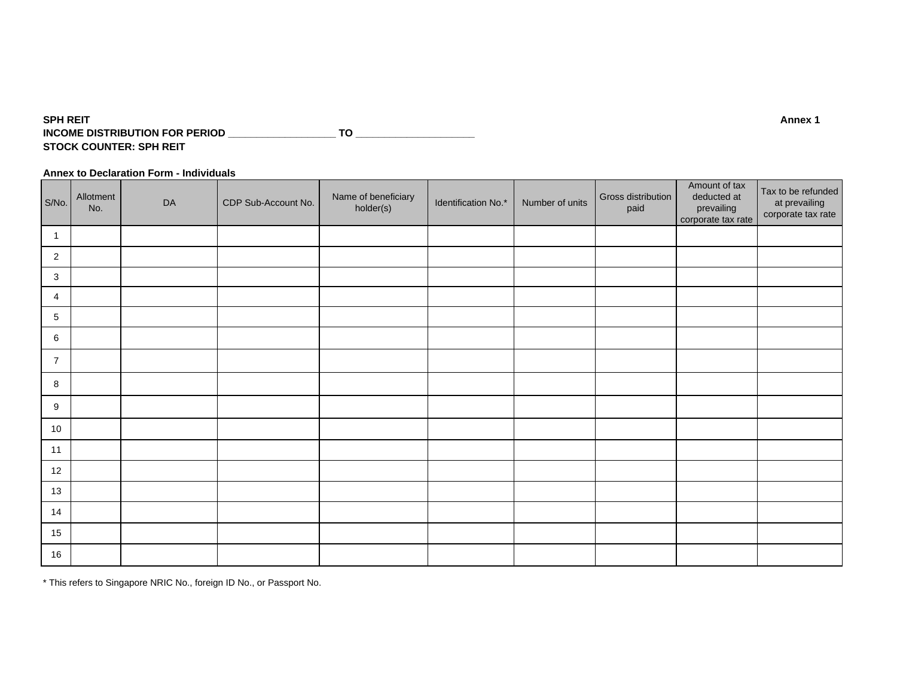**SPH REIT** **Annex 1**

**INCOME DISTRIBUTION FOR PERIOD ___________________ TO ____________________**

**STOCK COUNTER: SPH REIT**

**Annex to Declaration Form - Individuals**

| S/No. | Allotment No. | DA | CDP Sub-Account No. | Name of beneficiary holder(s) | Identification No.* | Number of units | Gross distribution paid | Amount of tax deducted at prevailing corporate tax rate | Tax to be refunded at prevailing corporate tax rate |
|---|---|---|---|---|---|---|---|---|---|
| 1 | | | | | | | | | |
| 2 | | | | | | | | | |
| 3 | | | | | | | | | |
| 4 | | | | | | | | | |
| 5 | | | | | | | | | |
| 6 | | | | | | | | | |
| 7 | | | | | | | | | |
| 8 | | | | | | | | | |
| 9 | | | | | | | | | |
| 10 | | | | | | | | | |
| 11 | | | | | | | | | |
| 12 | | | | | | | | | |
| 13 | | | | | | | | | |
| 14 | | | | | | | | | |
| 15 | | | | | | | | | |
| 16 | | | | | | | | | |

* This refers to Singapore NRIC No., foreign ID No., or Passport No.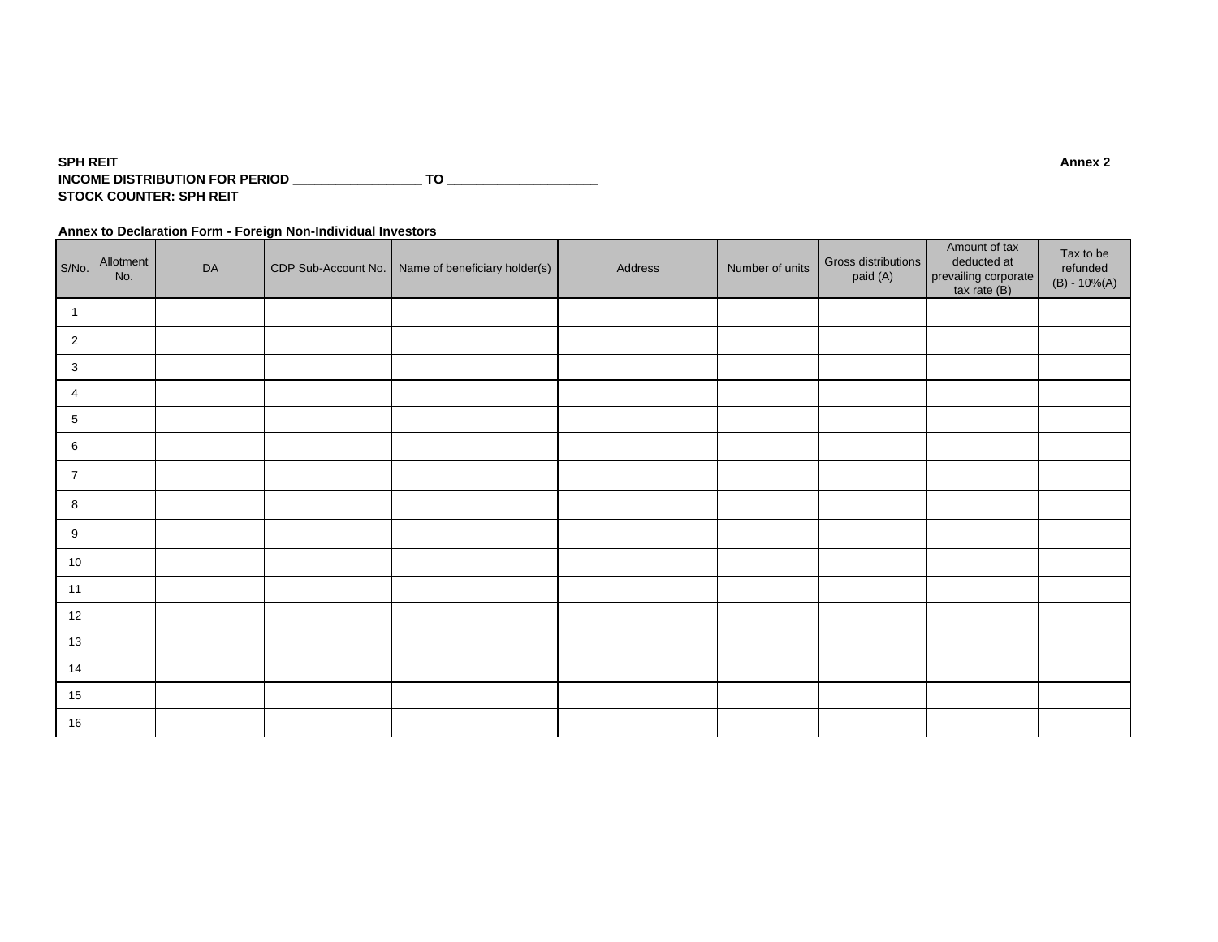**SPH REIT** **Annex 2**

**INCOME DISTRIBUTION FOR PERIOD \_\_\_\_\_\_\_\_\_\_\_\_\_\_\_\_\_\_ TO \_\_\_\_\_\_\_\_\_\_\_\_\_\_\_\_\_\_\_\_\_**

**STOCK COUNTER: SPH REIT**

**Annex to Declaration Form - Foreign Non-Individual Investors**

| S/No. | Allotment No. | DA | CDP Sub-Account No. | Name of beneficiary holder(s) | Address | Number of units | Gross distributions paid (A) | Amount of tax deducted at prevailing corporate tax rate (B) | Tax to be refunded (B) - 10%(A) |
|---|---|---|---|---|---|---|---|---|---|
| 1 | | | | | | | | | |
| 2 | | | | | | | | | |
| 3 | | | | | | | | | |
| 4 | | | | | | | | | |
| 5 | | | | | | | | | |
| 6 | | | | | | | | | |
| 7 | | | | | | | | | |
| 8 | | | | | | | | | |
| 9 | | | | | | | | | |
| 10 | | | | | | | | | |
| 11 | | | | | | | | | |
| 12 | | | | | | | | | |
| 13 | | | | | | | | | |
| 14 | | | | | | | | | |
| 15 | | | | | | | | | |
| 16 | | | | | | | | | |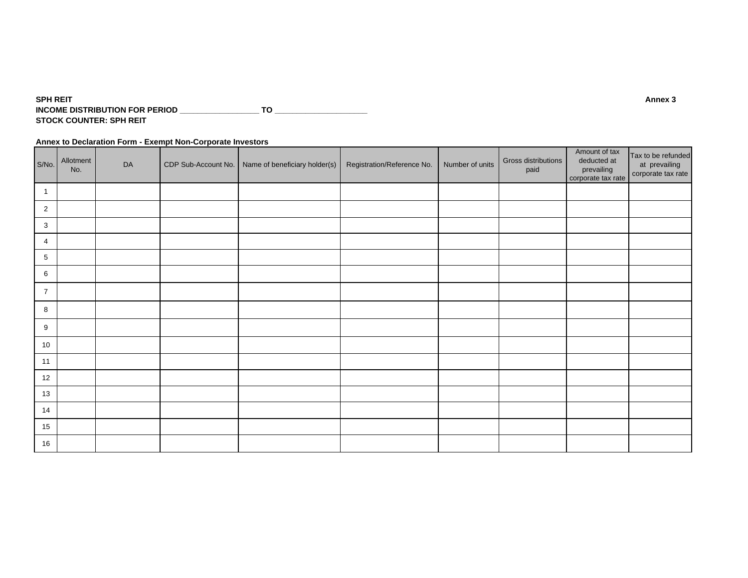**SPH REIT** **Annex 3**

**INCOME DISTRIBUTION FOR PERIOD \_\_\_\_\_\_\_\_\_\_\_\_\_\_\_\_\_\_ TO \_\_\_\_\_\_\_\_\_\_\_\_\_\_\_\_\_\_\_\_\_**

**STOCK COUNTER: SPH REIT**

**Annex to Declaration Form - Exempt Non-Corporate Investors**

| S/No. | Allotment No. | DA | CDP Sub-Account No. | Name of beneficiary holder(s) | Registration/Reference No. | Number of units | Gross distributions paid | Amount of tax deducted at prevailing corporate tax rate | Tax to be refunded at prevailing corporate tax rate |
|---|---|---|---|---|---|---|---|---|---|
| 1 | | | | | | | | | |
| 2 | | | | | | | | | |
| 3 | | | | | | | | | |
| 4 | | | | | | | | | |
| 5 | | | | | | | | | |
| 6 | | | | | | | | | |
| 7 | | | | | | | | | |
| 8 | | | | | | | | | |
| 9 | | | | | | | | | |
| 10 | | | | | | | | | |
| 11 | | | | | | | | | |
| 12 | | | | | | | | | |
| 13 | | | | | | | | | |
| 14 | | | | | | | | | |
| 15 | | | | | | | | | |
| 16 | | | | | | | | | |